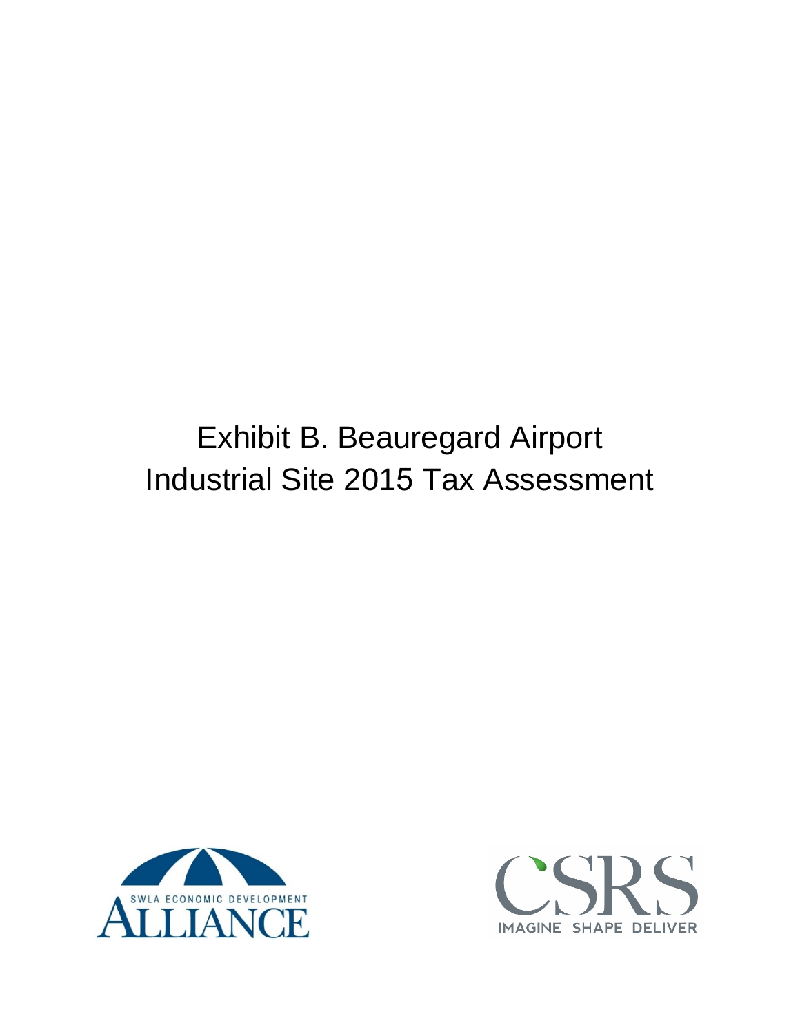# Exhibit B. Beauregard Airport Industrial Site 2015 Tax Assessment

SWLA ECONOMIC DEVELOPMENT ALLIANCE

CSRS IMAGINE SHAPE DELIVER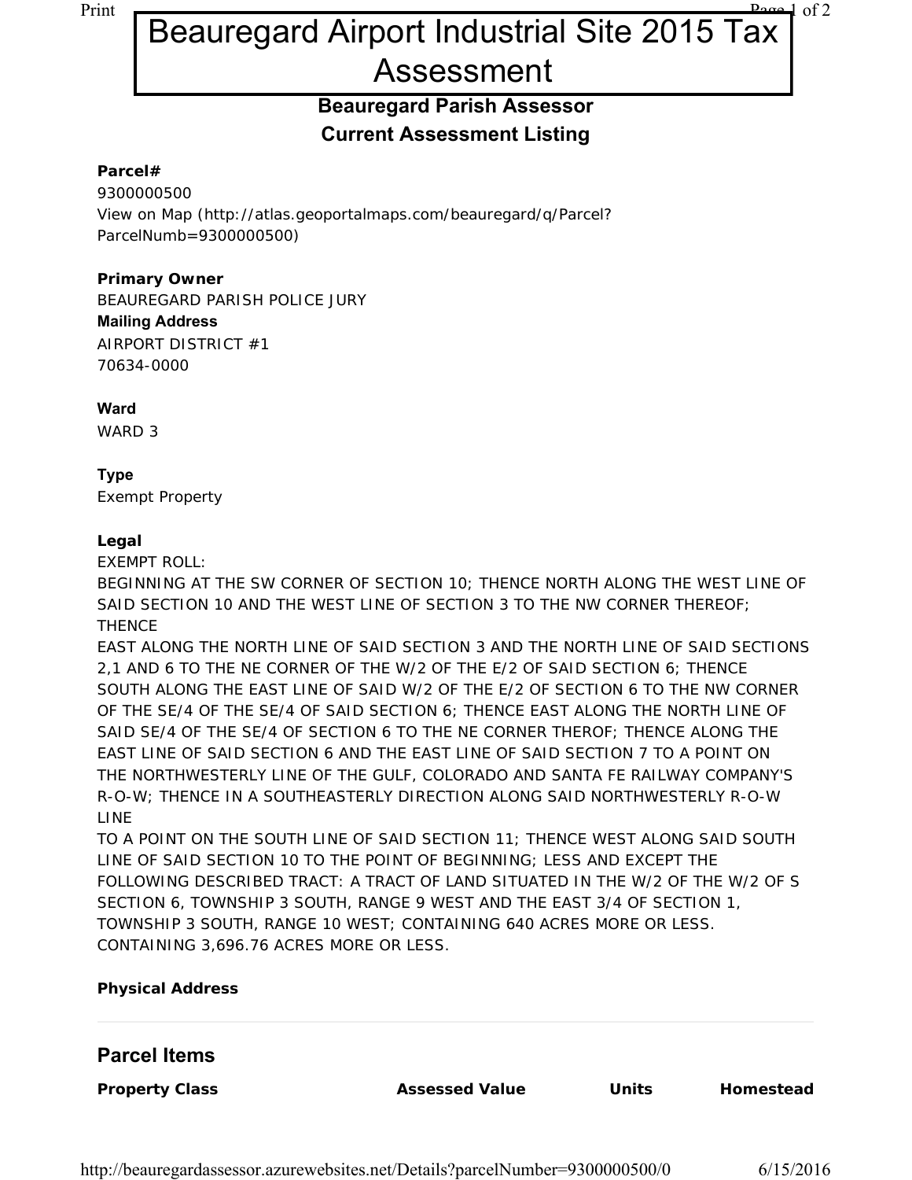# Beauregard Airport Industrial Site 2015 Tax Assessment

## Beauregard Parish Assessor
## Current Assessment Listing

**Parcel#**
9300000500
View on Map (http://atlas.geoportalmaps.com/beauregard/q/Parcel?ParcelNumb=9300000500)

**Primary Owner**
BEAUREGARD PARISH POLICE JURY

**Mailing Address**
AIRPORT DISTRICT #1
70634-0000

**Ward**
WARD 3

**Type**
Exempt Property

**Legal**
EXEMPT ROLL:
BEGINNING AT THE SW CORNER OF SECTION 10; THENCE NORTH ALONG THE WEST LINE OF SAID SECTION 10 AND THE WEST LINE OF SECTION 3 TO THE NW CORNER THEREOF; THENCE
EAST ALONG THE NORTH LINE OF SAID SECTION 3 AND THE NORTH LINE OF SAID SECTIONS 2,1 AND 6 TO THE NE CORNER OF THE W/2 OF THE E/2 OF SAID SECTION 6; THENCE SOUTH ALONG THE EAST LINE OF SAID W/2 OF THE E/2 OF SECTION 6 TO THE NW CORNER OF THE SE/4 OF THE SE/4 OF SAID SECTION 6; THENCE EAST ALONG THE NORTH LINE OF SAID SE/4 OF THE SE/4 OF SECTION 6 TO THE NE CORNER THEROF; THENCE ALONG THE EAST LINE OF SAID SECTION 6 AND THE EAST LINE OF SAID SECTION 7 TO A POINT ON THE NORTHWESTERLY LINE OF THE GULF, COLORADO AND SANTA FE RAILWAY COMPANY'S R-O-W; THENCE IN A SOUTHEASTERLY DIRECTION ALONG SAID NORTHWESTERLY R-O-W LINE
TO A POINT ON THE SOUTH LINE OF SAID SECTION 11; THENCE WEST ALONG SAID SOUTH LINE OF SAID SECTION 10 TO THE POINT OF BEGINNING; LESS AND EXCEPT THE FOLLOWING DESCRIBED TRACT: A TRACT OF LAND SITUATED IN THE W/2 OF THE W/2 OF S SECTION 6, TOWNSHIP 3 SOUTH, RANGE 9 WEST AND THE EAST 3/4 OF SECTION 1, TOWNSHIP 3 SOUTH, RANGE 10 WEST; CONTAINING 640 ACRES MORE OR LESS. CONTAINING 3,696.76 ACRES MORE OR LESS.

**Physical Address**

## Parcel Items

| Property Class | Assessed Value | Units | Homestead |
| --- | --- | --- | --- |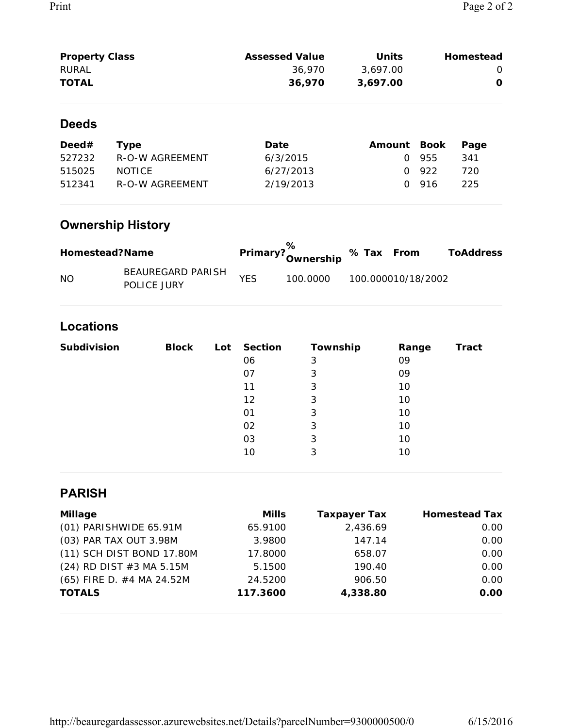| Property Class | Assessed Value | Units | Homestead |
| --- | --- | --- | --- |
| RURAL | 36,970 | 3,697.00 | 0 |
| **TOTAL** | **36,970** | **3,697.00** | **0** |

## Deeds

| Deed# | Type | Date | Amount | Book | Page |
| --- | --- | --- | --- | --- | --- |
| 527232 | R-O-W AGREEMENT | 6/3/2015 | 0 | 955 | 341 |
| 515025 | NOTICE | 6/27/2013 | 0 | 922 | 720 |
| 512341 | R-O-W AGREEMENT | 2/19/2013 | 0 | 916 | 225 |

## Ownership History

| Homestead? | Name | Primary? | % Ownership | % Tax | From | ToAddress |
| --- | --- | --- | --- | --- | --- | --- |
| NO | BEAUREGARD PARISH POLICE JURY | YES | 100.0000 | 100.0000 | 10/18/2002 | |

## Locations

| Subdivision | Block | Lot | Section | Township | Range | Tract |
| --- | --- | --- | --- | --- | --- | --- |
| | | | 06 | 3 | 09 | |
| | | | 07 | 3 | 09 | |
| | | | 11 | 3 | 10 | |
| | | | 12 | 3 | 10 | |
| | | | 01 | 3 | 10 | |
| | | | 02 | 3 | 10 | |
| | | | 03 | 3 | 10 | |
| | | | 10 | 3 | 10 | |

## PARISH

| Millage | Mills | Taxpayer Tax | Homestead Tax |
| --- | --- | --- | --- |
| (01) PARISHWIDE 65.91M | 65.9100 | 2,436.69 | 0.00 |
| (03) PAR TAX OUT 3.98M | 3.9800 | 147.14 | 0.00 |
| (11) SCH DIST BOND 17.80M | 17.8000 | 658.07 | 0.00 |
| (24) RD DIST #3 MA 5.15M | 5.1500 | 190.40 | 0.00 |
| (65) FIRE D. #4 MA 24.52M | 24.5200 | 906.50 | 0.00 |
| **TOTALS** | **117.3600** | **4,338.80** | **0.00** |